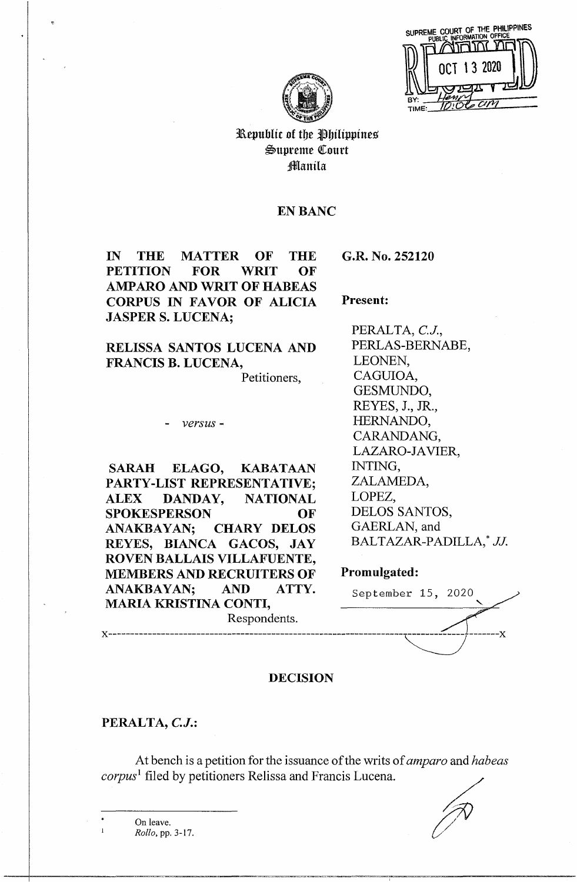Republic of the Philippines
Supreme Court
Manila

SUPREME COURT OF THE PHILIPPINES
PUBLIC INFORMATION OFFICE
RECEIVED
OCT 13 2020
BY: Henry
TIME: 10:06 am

## EN BANC

| | |
|---|---|
| **IN THE MATTER OF THE PETITION FOR WRIT OF AMPARO AND WRIT OF HABEAS CORPUS IN FAVOR OF ALICIA JASPER S. LUCENA;**<br><br>**RELISSA SANTOS LUCENA AND FRANCIS B. LUCENA,**<br>Petitioners,<br><br>- *versus* -<br><br>**SARAH ELAGO, KABATAAN PARTY-LIST REPRESENTATIVE; ALEX DANDAY, NATIONAL SPOKESPERSON OF ANAKBAYAN; CHARY DELOS REYES, BIANCA GACOS, JAY ROVEN BALLAIS VILLAFUENTE, MEMBERS AND RECRUITERS OF ANAKBAYAN; AND ATTY. MARIA KRISTINA CONTI,**<br>Respondents. | **G.R. No. 252120**<br><br>**Present:**<br><br>PERALTA, *C.J.*,<br>PERLAS-BERNABE,<br>LEONEN,<br>CAGUIOA,<br>GESMUNDO,<br>REYES, J., JR.,<br>HERNANDO,<br>CARANDANG,<br>LAZARO-JAVIER,<br>INTING,<br>ZALAMEDA,<br>LOPEZ,<br>DELOS SANTOS,<br>GAERLAN, and<br>BALTAZAR-PADILLA,* *JJ.*<br><br>**Promulgated:**<br>September 15, 2020 |

x-----------------------------------------------------------------------------------------x

## DECISION

**PERALTA, *C.J.*:**

At bench is a petition for the issuance of the writs of *amparo* and *habeas corpus*[1] filed by petitioners Relissa and Francis Lucena.

---

\* On leave.

[1] *Rollo*, pp. 3-17.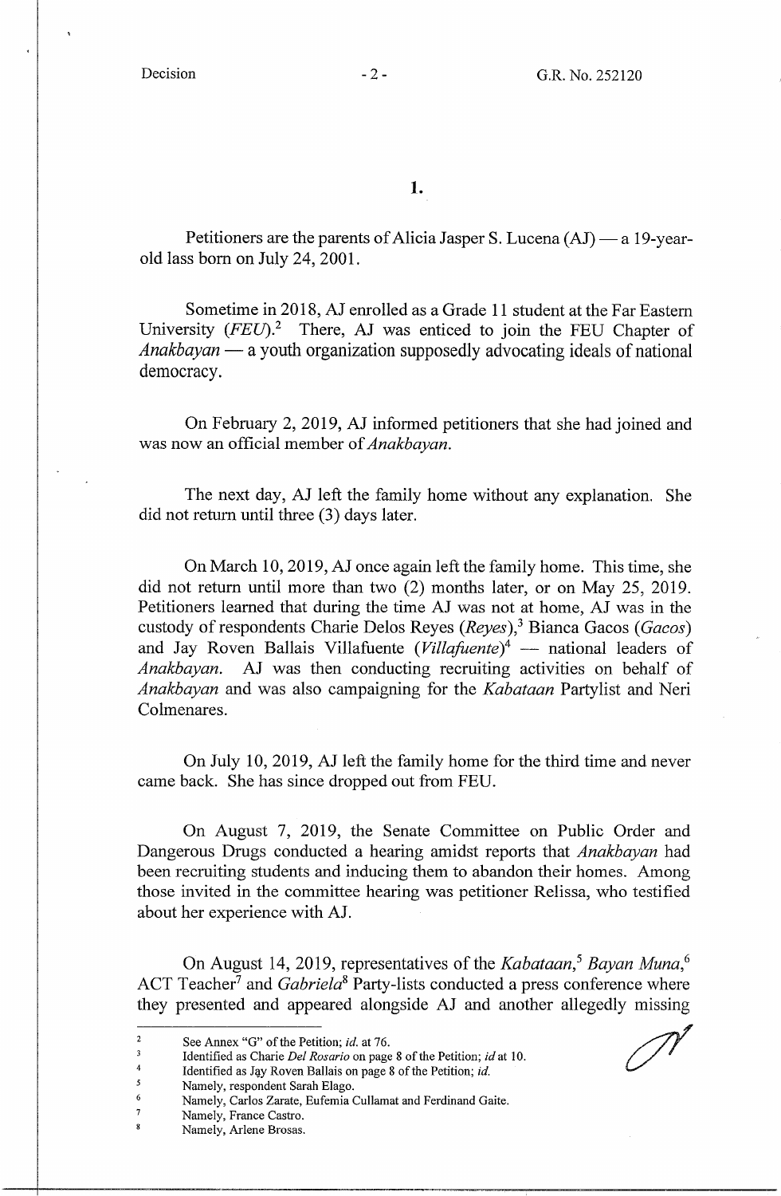**1.**

Petitioners are the parents of Alicia Jasper S. Lucena (AJ) — a 19-year-old lass born on July 24, 2001.

Sometime in 2018, AJ enrolled as a Grade 11 student at the Far Eastern University (*FEU*).[2] There, AJ was enticed to join the FEU Chapter of *Anakbayan* — a youth organization supposedly advocating ideals of national democracy.

On February 2, 2019, AJ informed petitioners that she had joined and was now an official member of *Anakbayan*.

The next day, AJ left the family home without any explanation. She did not return until three (3) days later.

On March 10, 2019, AJ once again left the family home. This time, she did not return until more than two (2) months later, or on May 25, 2019. Petitioners learned that during the time AJ was not at home, AJ was in the custody of respondents Charie Delos Reyes (*Reyes*),[3] Bianca Gacos (*Gacos*) and Jay Roven Ballais Villafuente (*Villafuente*)[4] — national leaders of *Anakbayan*. AJ was then conducting recruiting activities on behalf of *Anakbayan* and was also campaigning for the *Kabataan* Partylist and Neri Colmenares.

On July 10, 2019, AJ left the family home for the third time and never came back. She has since dropped out from FEU.

On August 7, 2019, the Senate Committee on Public Order and Dangerous Drugs conducted a hearing amidst reports that *Anakbayan* had been recruiting students and inducing them to abandon their homes. Among those invited in the committee hearing was petitioner Relissa, who testified about her experience with AJ.

On August 14, 2019, representatives of the *Kabataan*,[5] *Bayan Muna*,[6] ACT Teacher[7] and *Gabriela*[8] Party-lists conducted a press conference where they presented and appeared alongside AJ and another allegedly missing

---

[2] See Annex "G" of the Petition; *id.* at 76.

[3] Identified as Charie *Del Rosario* on page 8 of the Petition; *id* at 10.

[4] Identified as Jay Roven Ballais on page 8 of the Petition; *id.*

[5] Namely, respondent Sarah Elago.

[6] Namely, Carlos Zarate, Eufemia Cullamat and Ferdinand Gaite.

[7] Namely, France Castro.

[8] Namely, Arlene Brosas.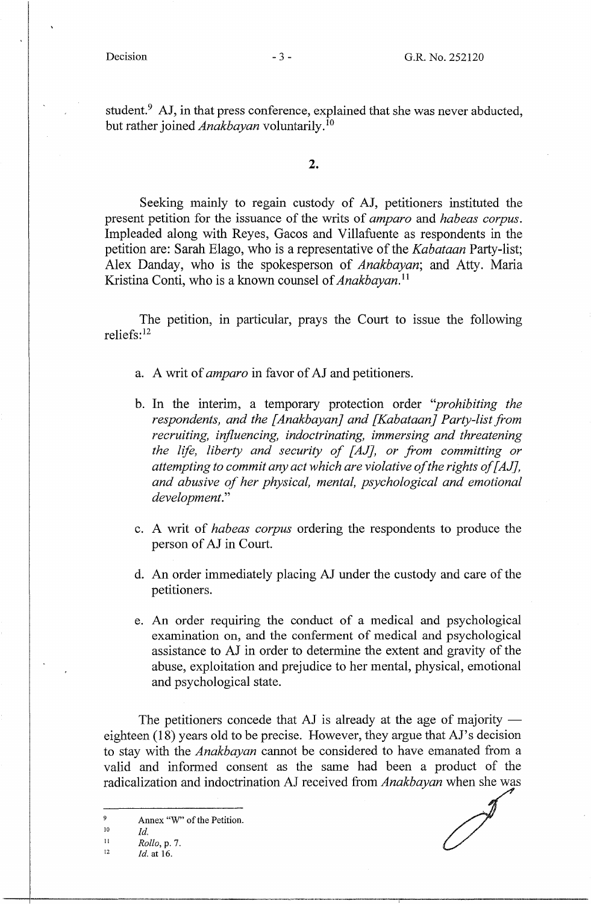student.[9] AJ, in that press conference, explained that she was never abducted, but rather joined *Anakbayan* voluntarily.[10]

## 2.

Seeking mainly to regain custody of AJ, petitioners instituted the present petition for the issuance of the writs of *amparo* and *habeas corpus*. Impleaded along with Reyes, Gacos and Villafuente as respondents in the petition are: Sarah Elago, who is a representative of the *Kabataan* Party-list; Alex Danday, who is the spokesperson of *Anakbayan*; and Atty. Maria Kristina Conti, who is a known counsel of *Anakbayan*.[11]

The petition, in particular, prays the Court to issue the following reliefs:[12]

a. A writ of *amparo* in favor of AJ and petitioners.

b. In the interim, a temporary protection order "*prohibiting the respondents, and the [Anakbayan] and [Kabataan] Party-list from recruiting, influencing, indoctrinating, immersing and threatening the life, liberty and security of [AJ], or from committing or attempting to commit any act which are violative of the rights of [AJ], and abusive of her physical, mental, psychological and emotional development.*"

c. A writ of *habeas corpus* ordering the respondents to produce the person of AJ in Court.

d. An order immediately placing AJ under the custody and care of the petitioners.

e. An order requiring the conduct of a medical and psychological examination on, and the conferment of medical and psychological assistance to AJ in order to determine the extent and gravity of the abuse, exploitation and prejudice to her mental, physical, emotional and psychological state.

The petitioners concede that AJ is already at the age of majority — eighteen (18) years old to be precise. However, they argue that AJ's decision to stay with the *Anakbayan* cannot be considered to have emanated from a valid and informed consent as the same had been a product of the radicalization and indoctrination AJ received from *Anakbayan* when she was

---

9 Annex "W" of the Petition.
10 *Id.*
11 *Rollo*, p. 7.
12 *Id.* at 16.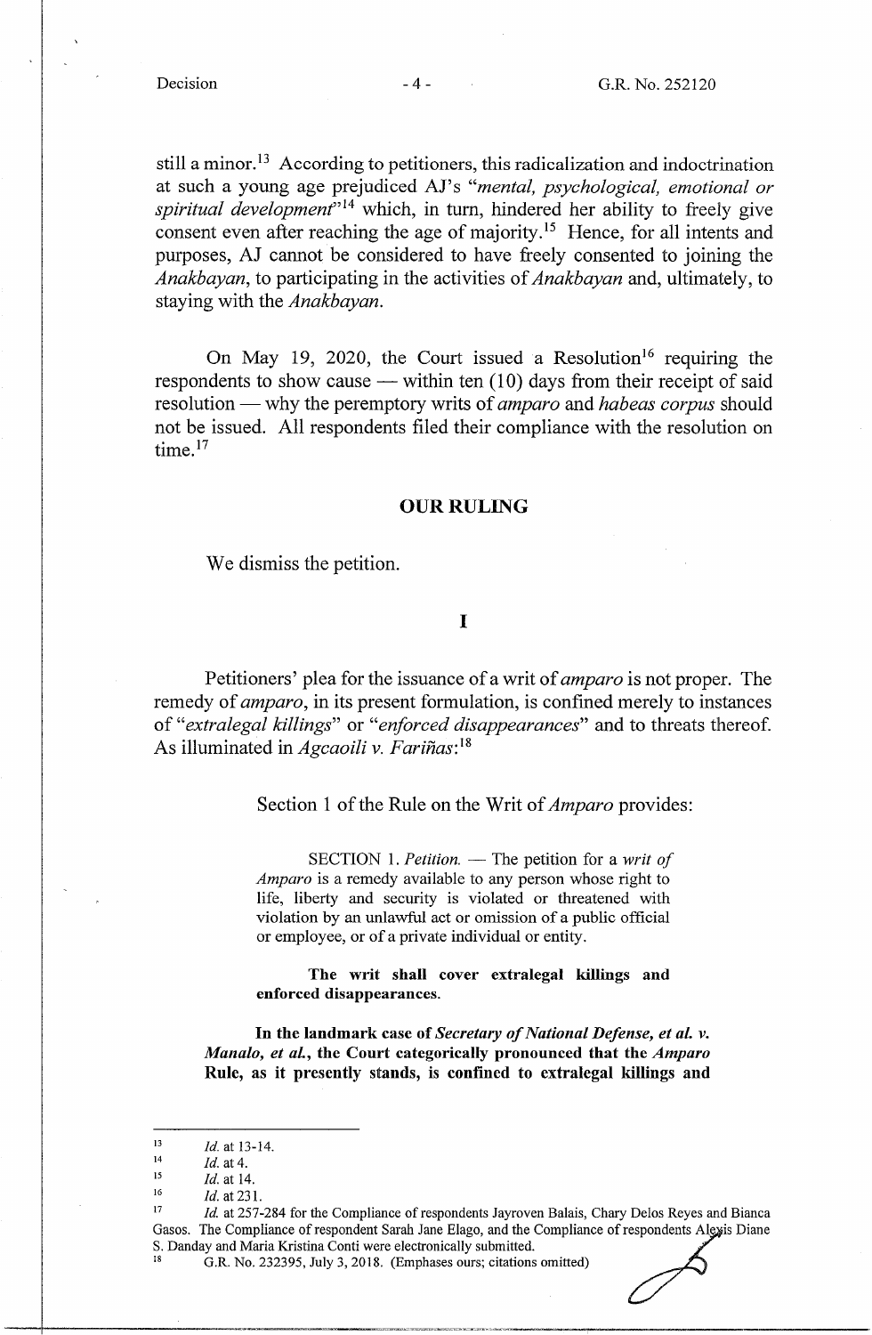still a minor.[13] According to petitioners, this radicalization and indoctrination at such a young age prejudiced AJ's *"mental, psychological, emotional or spiritual development"*[14] which, in turn, hindered her ability to freely give consent even after reaching the age of majority.[15] Hence, for all intents and purposes, AJ cannot be considered to have freely consented to joining the *Anakbayan*, to participating in the activities of *Anakbayan* and, ultimately, to staying with the *Anakbayan*.

On May 19, 2020, the Court issued a Resolution[16] requiring the respondents to show cause — within ten (10) days from their receipt of said resolution — why the peremptory writs of *amparo* and *habeas corpus* should not be issued. All respondents filed their compliance with the resolution on time.[17]

## OUR RULING

We dismiss the petition.

### I

Petitioners' plea for the issuance of a writ of *amparo* is not proper. The remedy of *amparo*, in its present formulation, is confined merely to instances of *"extralegal killings"* or *"enforced disappearances"* and to threats thereof. As illuminated in *Agcaoili v. Fariñas*:[18]

> Section 1 of the Rule on the Writ of *Amparo* provides:
>
> > SECTION 1. *Petition.* — The petition for a *writ of Amparo* is a remedy available to any person whose right to life, liberty and security is violated or threatened with violation by an unlawful act or omission of a public official or employee, or of a private individual or entity.
> >
> > **The writ shall cover extralegal killings and enforced disappearances.**
>
> **In the landmark case of *Secretary of National Defense, et al. v. Manalo, et al.*, the Court categorically pronounced that the *Amparo* Rule, as it presently stands, is confined to extralegal killings and**

---

[13] *Id.* at 13-14.

[14] *Id.* at 4.

[15] *Id.* at 14.

[16] *Id.* at 231.

[17] *Id.* at 257-284 for the Compliance of respondents Jayroven Balais, Chary Delos Reyes and Bianca Gasos. The Compliance of respondent Sarah Jane Elago, and the Compliance of respondents Alexis Diane S. Danday and Maria Kristina Conti were electronically submitted.

[18] G.R. No. 232395, July 3, 2018. (Emphases ours; citations omitted)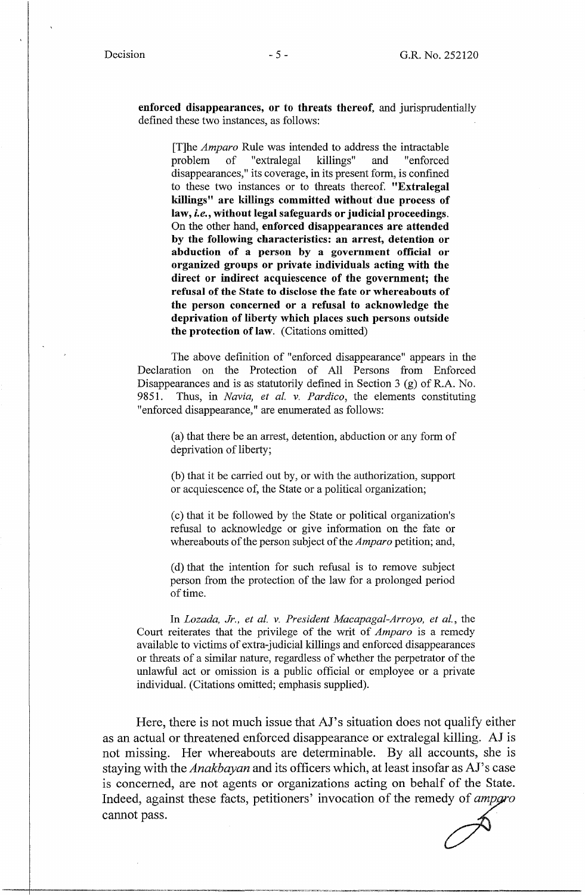**enforced disappearances, or to threats thereof,** and jurisprudentially defined these two instances, as follows:

> [T]he *Amparo* Rule was intended to address the intractable problem of "extralegal killings" and "enforced disappearances," its coverage, in its present form, is confined to these two instances or to threats thereof. **"Extralegal killings" are killings committed without due process of law, *i.e.*, without legal safeguards or judicial proceedings.** On the other hand, **enforced disappearances are attended by the following characteristics: an arrest, detention or abduction of a person by a government official or organized groups or private individuals acting with the direct or indirect acquiescence of the government; the refusal of the State to disclose the fate or whereabouts of the person concerned or a refusal to acknowledge the deprivation of liberty which places such persons outside the protection of law.** (Citations omitted)

The above definition of "enforced disappearance" appears in the Declaration on the Protection of All Persons from Enforced Disappearances and is as statutorily defined in Section 3 (g) of R.A. No. 9851. Thus, in *Navia, et al. v. Pardico*, the elements constituting "enforced disappearance," are enumerated as follows:

> (a) that there be an arrest, detention, abduction or any form of deprivation of liberty;
>
> (b) that it be carried out by, or with the authorization, support or acquiescence of, the State or a political organization;
>
> (c) that it be followed by the State or political organization's refusal to acknowledge or give information on the fate or whereabouts of the person subject of the *Amparo* petition; and,
>
> (d) that the intention for such refusal is to remove subject person from the protection of the law for a prolonged period of time.

In *Lozada, Jr., et al. v. President Macapagal-Arroyo, et al.*, the Court reiterates that the privilege of the writ of *Amparo* is a remedy available to victims of extra-judicial killings and enforced disappearances or threats of a similar nature, regardless of whether the perpetrator of the unlawful act or omission is a public official or employee or a private individual. (Citations omitted; emphasis supplied).

Here, there is not much issue that AJ's situation does not qualify either as an actual or threatened enforced disappearance or extralegal killing. AJ is not missing. Her whereabouts are determinable. By all accounts, she is staying with the *Anakbayan* and its officers which, at least insofar as AJ's case is concerned, are not agents or organizations acting on behalf of the State. Indeed, against these facts, petitioners' invocation of the remedy of *amparo* cannot pass.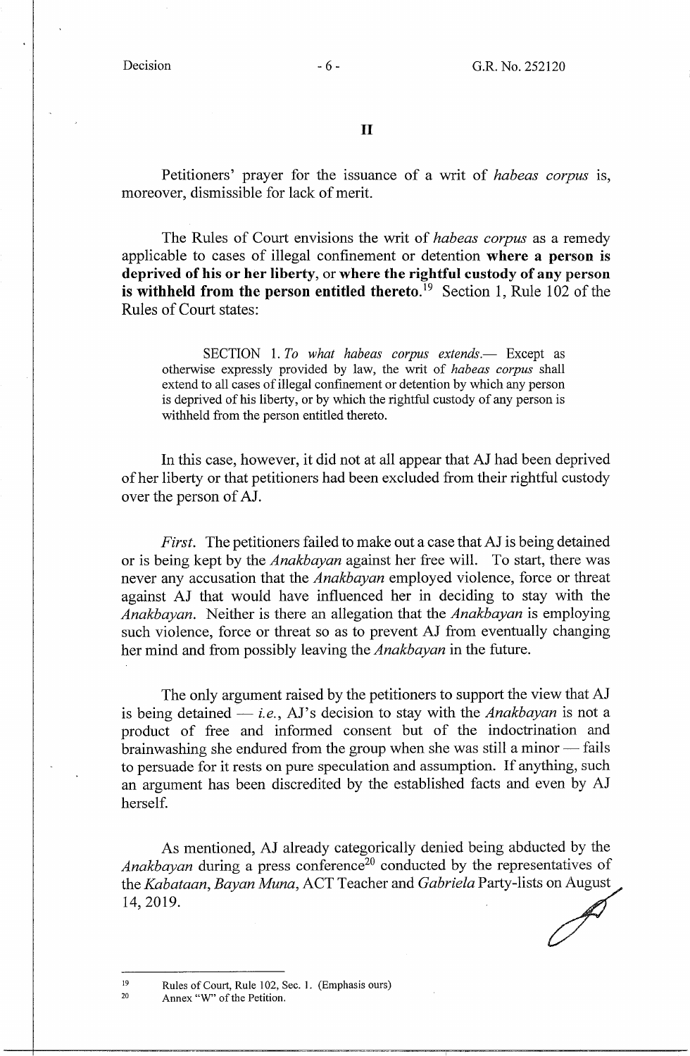## II

Petitioners' prayer for the issuance of a writ of *habeas corpus* is, moreover, dismissible for lack of merit.

The Rules of Court envisions the writ of *habeas corpus* as a remedy applicable to cases of illegal confinement or detention **where a person is deprived of his or her liberty**, or **where the rightful custody of any person is withheld from the person entitled thereto.**[19] Section 1, Rule 102 of the Rules of Court states:

> SECTION 1. *To what habeas corpus extends.*— Except as otherwise expressly provided by law, the writ of *habeas corpus* shall extend to all cases of illegal confinement or detention by which any person is deprived of his liberty, or by which the rightful custody of any person is withheld from the person entitled thereto.

In this case, however, it did not at all appear that AJ had been deprived of her liberty or that petitioners had been excluded from their rightful custody over the person of AJ.

*First.* The petitioners failed to make out a case that AJ is being detained or is being kept by the *Anakbayan* against her free will. To start, there was never any accusation that the *Anakbayan* employed violence, force or threat against AJ that would have influenced her in deciding to stay with the *Anakbayan*. Neither is there an allegation that the *Anakbayan* is employing such violence, force or threat so as to prevent AJ from eventually changing her mind and from possibly leaving the *Anakbayan* in the future.

The only argument raised by the petitioners to support the view that AJ is being detained — *i.e.*, AJ's decision to stay with the *Anakbayan* is not a product of free and informed consent but of the indoctrination and brainwashing she endured from the group when she was still a minor — fails to persuade for it rests on pure speculation and assumption. If anything, such an argument has been discredited by the established facts and even by AJ herself.

As mentioned, AJ already categorically denied being abducted by the *Anakbayan* during a press conference[20] conducted by the representatives of the *Kabataan*, *Bayan Muna*, ACT Teacher and *Gabriela* Party-lists on August 14, 2019.

---

[19] Rules of Court, Rule 102, Sec. 1. (Emphasis ours)

[20] Annex "W" of the Petition.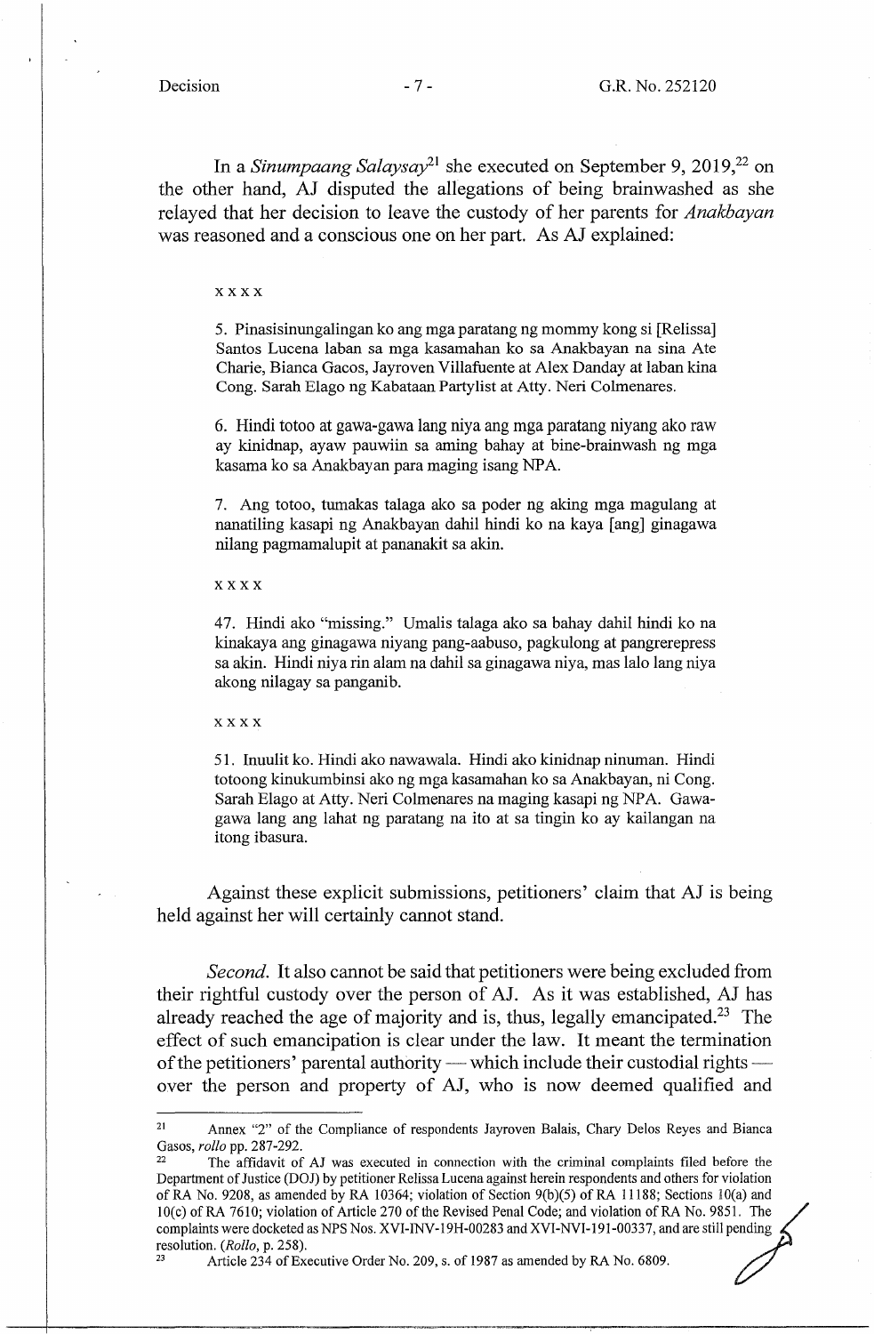In a *Sinumpaang Salaysay*[21] she executed on September 9, 2019,[22] on the other hand, AJ disputed the allegations of being brainwashed as she relayed that her decision to leave the custody of her parents for *Anakbayan* was reasoned and a conscious one on her part. As AJ explained:

> x x x x
>
> 5. Pinasisinungalingan ko ang mga paratang ng mommy kong si [Relissa] Santos Lucena laban sa mga kasamahan ko sa Anakbayan na sina Ate Charie, Bianca Gacos, Jayroven Villafuente at Alex Danday at laban kina Cong. Sarah Elago ng Kabataan Partylist at Atty. Neri Colmenares.
>
> 6. Hindi totoo at gawa-gawa lang niya ang mga paratang niyang ako raw ay kinidnap, ayaw pauwiin sa aming bahay at bine-brainwash ng mga kasama ko sa Anakbayan para maging isang NPA.
>
> 7. Ang totoo, tumakas talaga ako sa poder ng aking mga magulang at nanatiling kasapi ng Anakbayan dahil hindi ko na kaya [ang] ginagawa nilang pagmamalupit at pananakit sa akin.
>
> x x x x
>
> 47. Hindi ako "missing." Umalis talaga ako sa bahay dahil hindi ko na kinakaya ang ginagawa niyang pang-aabuso, pagkulong at pangrerepress sa akin. Hindi niya rin alam na dahil sa ginagawa niya, mas lalo lang niya akong nilagay sa panganib.
>
> x x x x
>
> 51. Inuulit ko. Hindi ako nawawala. Hindi ako kinidnap ninuman. Hindi totoong kinukumbinsi ako ng mga kasamahan ko sa Anakbayan, ni Cong. Sarah Elago at Atty. Neri Colmenares na maging kasapi ng NPA. Gawa-gawa lang ang lahat ng paratang na ito at sa tingin ko ay kailangan na itong ibasura.

Against these explicit submissions, petitioners' claim that AJ is being held against her will certainly cannot stand.

*Second.* It also cannot be said that petitioners were being excluded from their rightful custody over the person of AJ. As it was established, AJ has already reached the age of majority and is, thus, legally emancipated.[23] The effect of such emancipation is clear under the law. It meant the termination of the petitioners' parental authority — which include their custodial rights — over the person and property of AJ, who is now deemed qualified and

---

[21] Annex "2" of the Compliance of respondents Jayroven Balais, Chary Delos Reyes and Bianca Gasos, *rollo* pp. 287-292.

[22] The affidavit of AJ was executed in connection with the criminal complaints filed before the Department of Justice (DOJ) by petitioner Relissa Lucena against herein respondents and others for violation of RA No. 9208, as amended by RA 10364; violation of Section 9(b)(5) of RA 11188; Sections 10(a) and 10(c) of RA 7610; violation of Article 270 of the Revised Penal Code; and violation of RA No. 9851. The complaints were docketed as NPS Nos. XVI-INV-19H-00283 and XVI-NVI-191-00337, and are still pending resolution. (*Rollo*, p. 258).

[23] Article 234 of Executive Order No. 209, s. of 1987 as amended by RA No. 6809.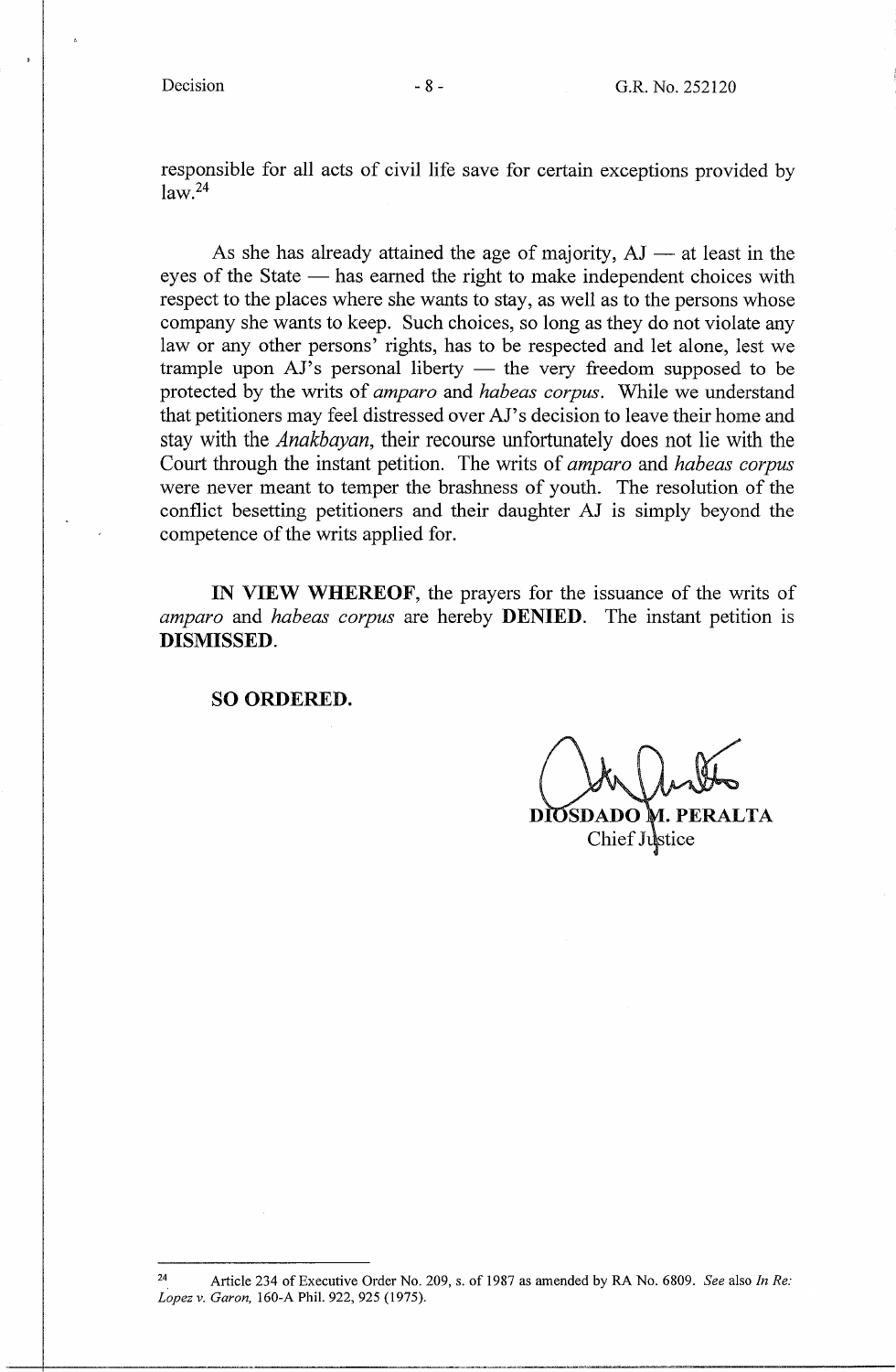responsible for all acts of civil life save for certain exceptions provided by law.[24]

As she has already attained the age of majority, AJ — at least in the eyes of the State — has earned the right to make independent choices with respect to the places where she wants to stay, as well as to the persons whose company she wants to keep. Such choices, so long as they do not violate any law or any other persons' rights, has to be respected and let alone, lest we trample upon AJ's personal liberty — the very freedom supposed to be protected by the writs of *amparo* and *habeas corpus*. While we understand that petitioners may feel distressed over AJ's decision to leave their home and stay with the *Anakbayan*, their recourse unfortunately does not lie with the Court through the instant petition. The writs of *amparo* and *habeas corpus* were never meant to temper the brashness of youth. The resolution of the conflict besetting petitioners and their daughter AJ is simply beyond the competence of the writs applied for.

**IN VIEW WHEREOF**, the prayers for the issuance of the writs of *amparo* and *habeas corpus* are hereby **DENIED**. The instant petition is **DISMISSED**.

**SO ORDERED.**

**DIOSDADO M. PERALTA**
Chief Justice

---

[24] Article 234 of Executive Order No. 209, s. of 1987 as amended by RA No. 6809. *See* also *In Re: Lopez v. Garon*, 160-A Phil. 922, 925 (1975).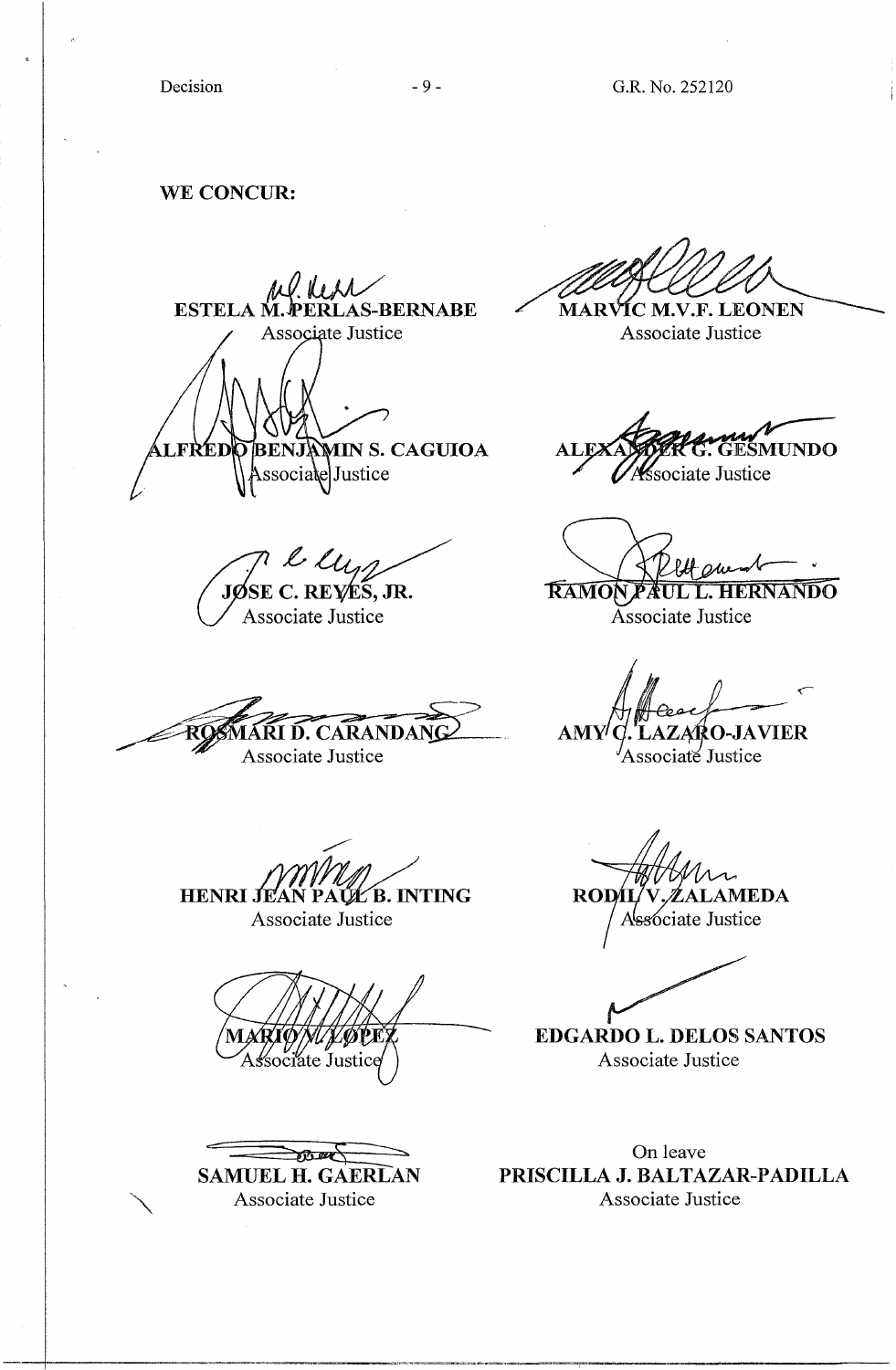**WE CONCUR:**

**ESTELA M. PERLAS-BERNABE**
Associate Justice

**MARVIC M.V.F. LEONEN**
Associate Justice

**ALFREDO BENJAMIN S. CAGUIOA**
Associate Justice

**ALEXANDER G. GESMUNDO**
Associate Justice

**JOSE C. REYES, JR.**
Associate Justice

**RAMON PAUL L. HERNANDO**
Associate Justice

**ROSMARI D. CARANDANG**
Associate Justice

**AMY C. LAZARO-JAVIER**
Associate Justice

**HENRI JEAN PAUL B. INTING**
Associate Justice

**RODIL V. ZALAMEDA**
Associate Justice

**MARIO V. LOPEZ**
Associate Justice

**EDGARDO L. DELOS SANTOS**
Associate Justice

**SAMUEL H. GAERLAN**
Associate Justice

On leave
**PRISCILLA J. BALTAZAR-PADILLA**
Associate Justice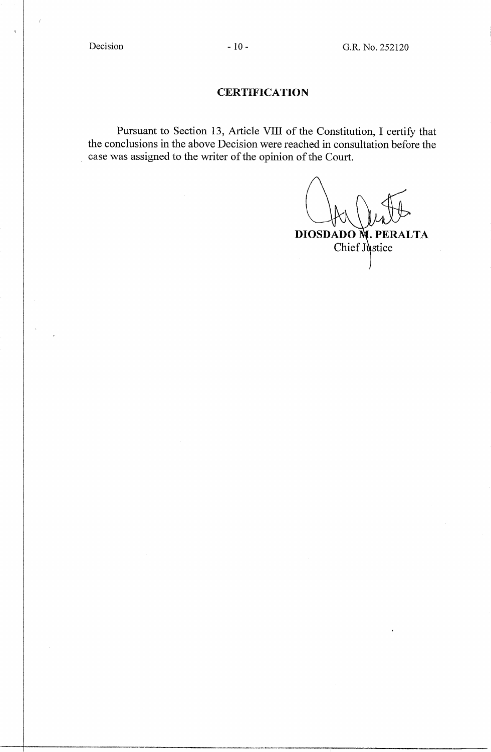## CERTIFICATION

Pursuant to Section 13, Article VIII of the Constitution, I certify that the conclusions in the above Decision were reached in consultation before the case was assigned to the writer of the opinion of the Court.

**DIOSDADO M. PERALTA**
Chief Justice